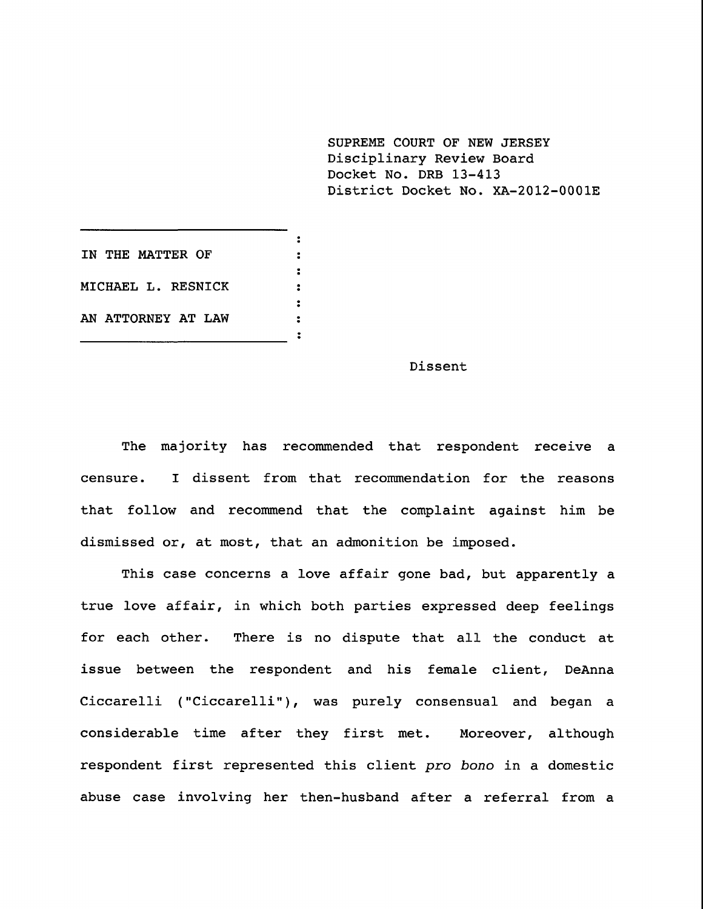SUPREME COURT OF NEW JERSEY
Disciplinary Review Board
Docket No. DRB 13-413
District Docket No. XA-2012-0001E

IN THE MATTER OF

MICHAEL L. RESNICK

AN ATTORNEY AT LAW

Dissent

The majority has recommended that respondent receive a censure. I dissent from that recommendation for the reasons that follow and recommend that the complaint against him be dismissed or, at most, that an admonition be imposed.

This case concerns a love affair gone bad, but apparently a true love affair, in which both parties expressed deep feelings for each other. There is no dispute that all the conduct at issue between the respondent and his female client, DeAnna Ciccarelli ("Ciccarelli"), was purely consensual and began a considerable time after they first met. Moreover, although respondent first represented this client *pro bono* in a domestic abuse case involving her then-husband after a referral from a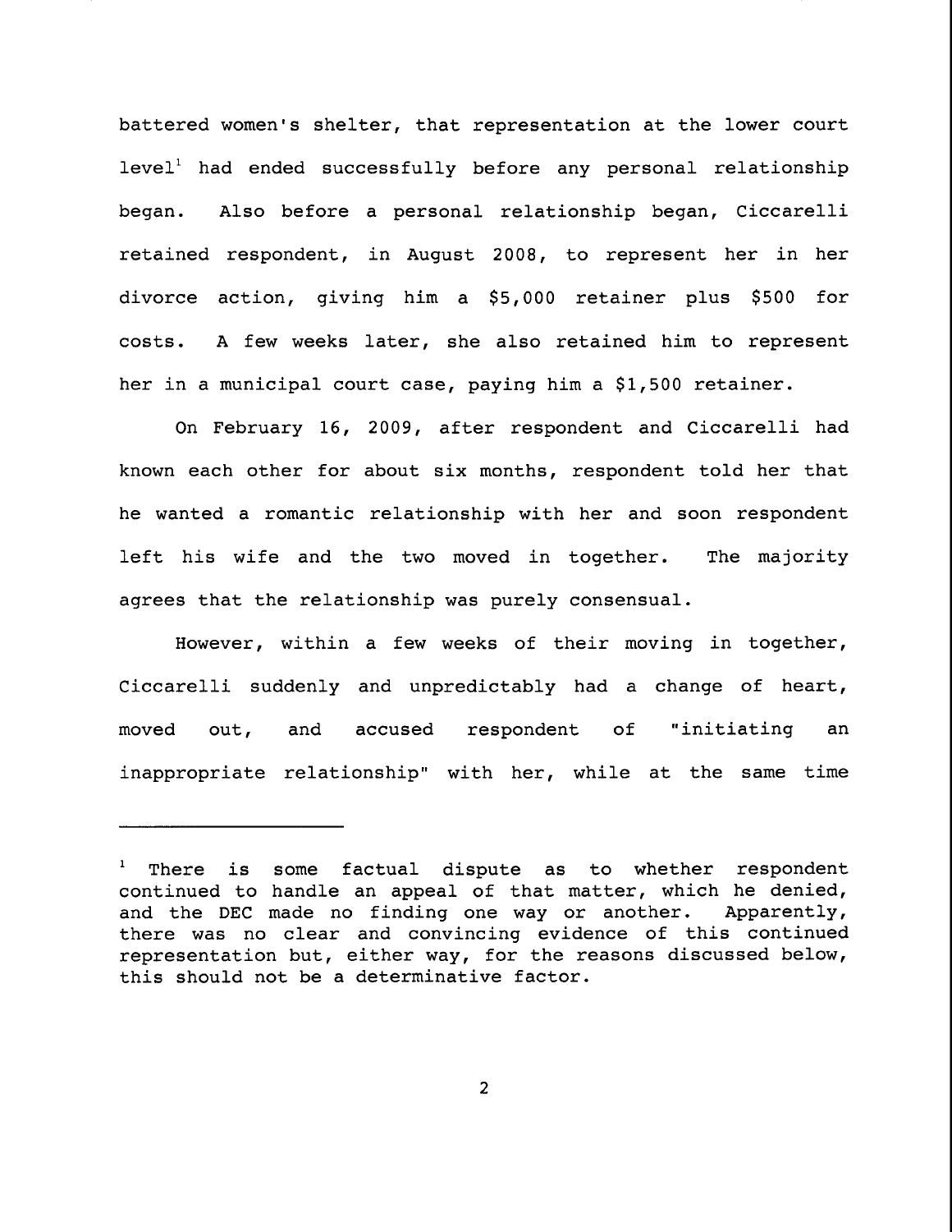battered women's shelter, that representation at the lower court level[1] had ended successfully before any personal relationship began. Also before a personal relationship began, Ciccarelli retained respondent, in August 2008, to represent her in her divorce action, giving him a $5,000 retainer plus $500 for costs. A few weeks later, she also retained him to represent her in a municipal court case, paying him a $1,500 retainer.

On February 16, 2009, after respondent and Ciccarelli had known each other for about six months, respondent told her that he wanted a romantic relationship with her and soon respondent left his wife and the two moved in together. The majority agrees that the relationship was purely consensual.

However, within a few weeks of their moving in together, Ciccarelli suddenly and unpredictably had a change of heart, moved out, and accused respondent of "initiating an inappropriate relationship" with her, while at the same time

---

[1] There is some factual dispute as to whether respondent continued to handle an appeal of that matter, which he denied, and the DEC made no finding one way or another. Apparently, there was no clear and convincing evidence of this continued representation but, either way, for the reasons discussed below, this should not be a determinative factor.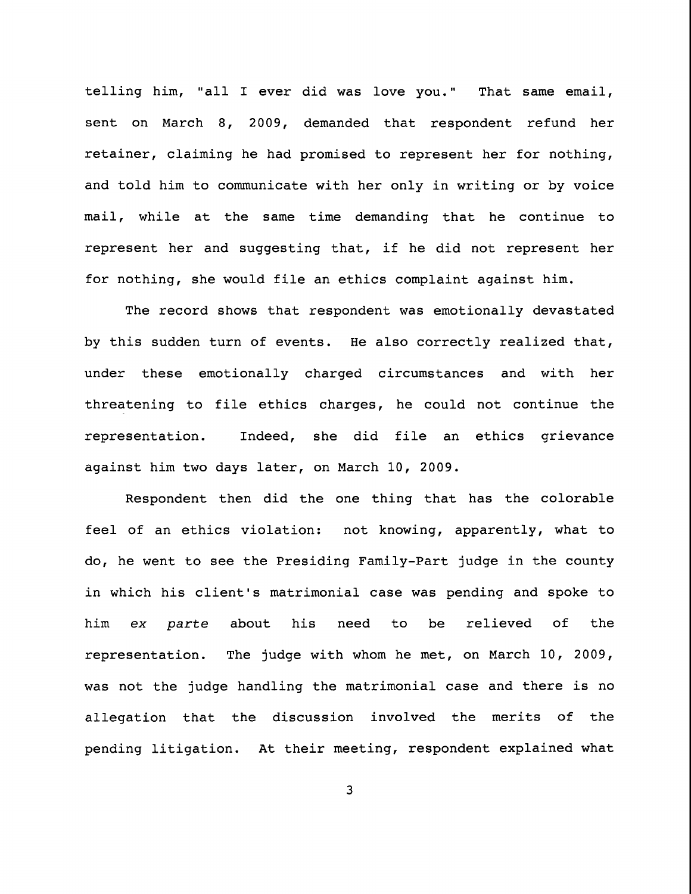telling him, "all I ever did was love you." That same email, sent on March 8, 2009, demanded that respondent refund her retainer, claiming he had promised to represent her for nothing, and told him to communicate with her only in writing or by voice mail, while at the same time demanding that he continue to represent her and suggesting that, if he did not represent her for nothing, she would file an ethics complaint against him.

The record shows that respondent was emotionally devastated by this sudden turn of events. He also correctly realized that, under these emotionally charged circumstances and with her threatening to file ethics charges, he could not continue the representation. Indeed, she did file an ethics grievance against him two days later, on March 10, 2009.

Respondent then did the one thing that has the colorable feel of an ethics violation: not knowing, apparently, what to do, he went to see the Presiding Family-Part judge in the county in which his client's matrimonial case was pending and spoke to him *ex parte* about his need to be relieved of the representation. The judge with whom he met, on March 10, 2009, was not the judge handling the matrimonial case and there is no allegation that the discussion involved the merits of the pending litigation. At their meeting, respondent explained what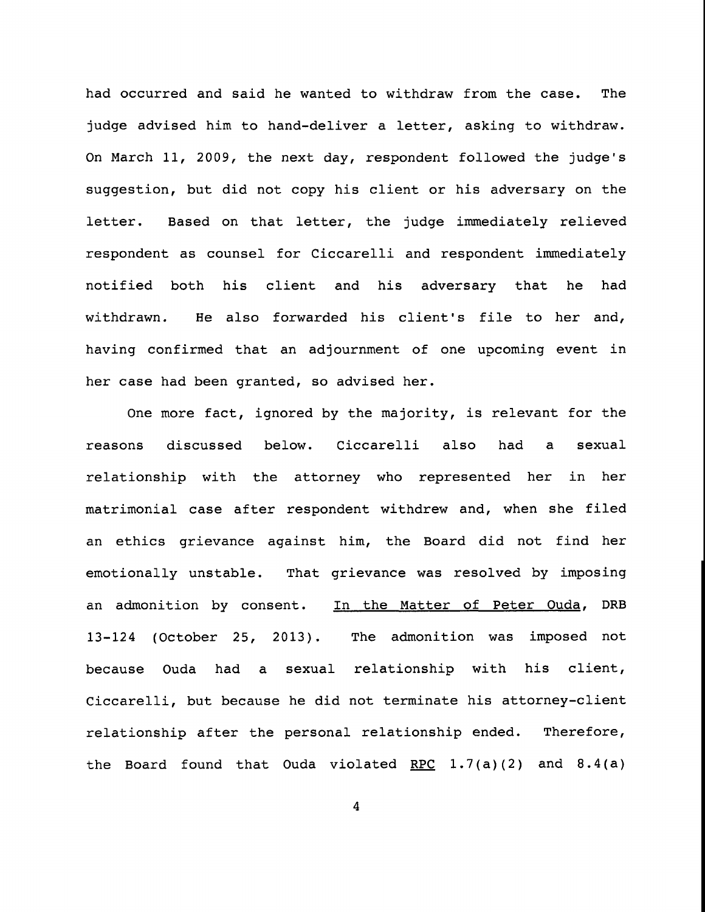had occurred and said he wanted to withdraw from the case. The judge advised him to hand-deliver a letter, asking to withdraw. On March 11, 2009, the next day, respondent followed the judge's suggestion, but did not copy his client or his adversary on the letter. Based on that letter, the judge immediately relieved respondent as counsel for Ciccarelli and respondent immediately notified both his client and his adversary that he had withdrawn. He also forwarded his client's file to her and, having confirmed that an adjournment of one upcoming event in her case had been granted, so advised her.

One more fact, ignored by the majority, is relevant for the reasons discussed below. Ciccarelli also had a sexual relationship with the attorney who represented her in her matrimonial case after respondent withdrew and, when she filed an ethics grievance against him, the Board did not find her emotionally unstable. That grievance was resolved by imposing an admonition by consent. In the Matter of Peter Ouda, DRB 13-124 (October 25, 2013). The admonition was imposed not because Ouda had a sexual relationship with his client, Ciccarelli, but because he did not terminate his attorney-client relationship after the personal relationship ended. Therefore, the Board found that Ouda violated RPC 1.7(a)(2) and 8.4(a)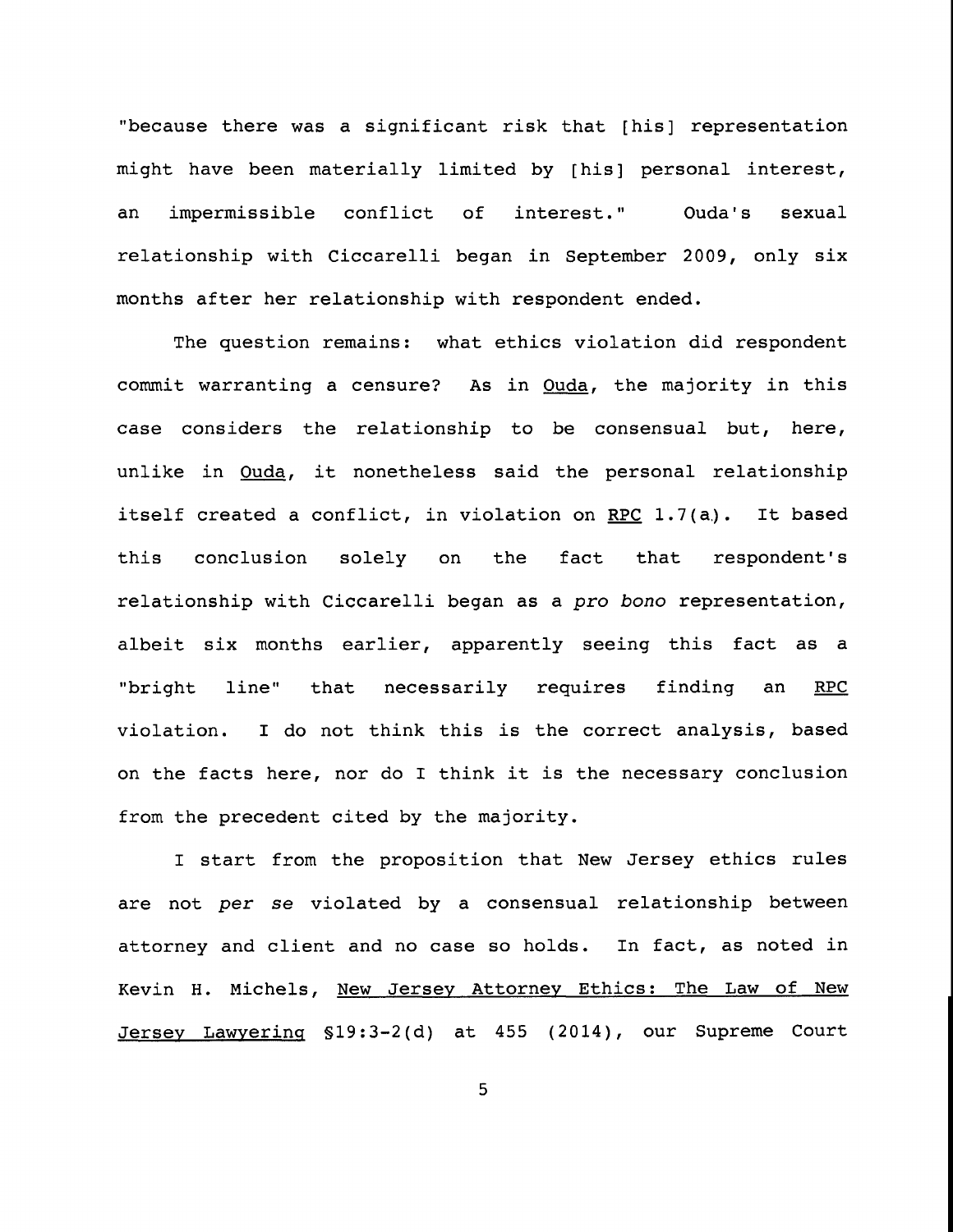"because there was a significant risk that [his] representation might have been materially limited by [his] personal interest, an impermissible conflict of interest." Ouda's sexual relationship with Ciccarelli began in September 2009, only six months after her relationship with respondent ended.

The question remains: what ethics violation did respondent commit warranting a censure? As in Ouda, the majority in this case considers the relationship to be consensual but, here, unlike in Ouda, it nonetheless said the personal relationship itself created a conflict, in violation on RPC 1.7(a). It based this conclusion solely on the fact that respondent's relationship with Ciccarelli began as a *pro bono* representation, albeit six months earlier, apparently seeing this fact as a "bright line" that necessarily requires finding an RPC violation. I do not think this is the correct analysis, based on the facts here, nor do I think it is the necessary conclusion from the precedent cited by the majority.

I start from the proposition that New Jersey ethics rules are not *per se* violated by a consensual relationship between attorney and client and no case so holds. In fact, as noted in Kevin H. Michels, New Jersey Attorney Ethics: The Law of New Jersey Lawyering §19:3-2(d) at 455 (2014), our Supreme Court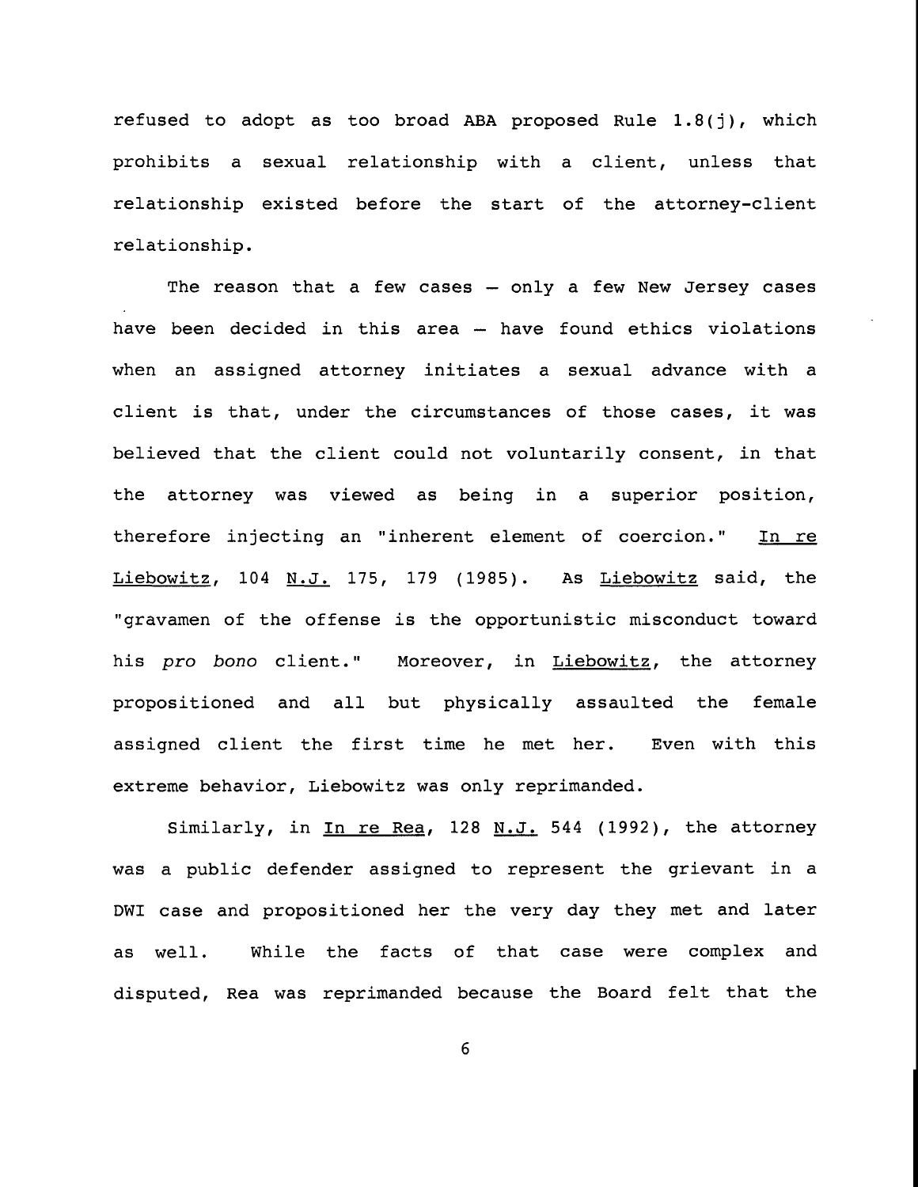refused to adopt as too broad ABA proposed Rule 1.8(j), which prohibits a sexual relationship with a client, unless that relationship existed before the start of the attorney-client relationship.

The reason that a few cases – only a few New Jersey cases have been decided in this area – have found ethics violations when an assigned attorney initiates a sexual advance with a client is that, under the circumstances of those cases, it was believed that the client could not voluntarily consent, in that the attorney was viewed as being in a superior position, therefore injecting an "inherent element of coercion." In re Liebowitz, 104 N.J. 175, 179 (1985). As Liebowitz said, the "gravamen of the offense is the opportunistic misconduct toward his *pro bono* client." Moreover, in Liebowitz, the attorney propositioned and all but physically assaulted the female assigned client the first time he met her. Even with this extreme behavior, Liebowitz was only reprimanded.

Similarly, in In re Rea, 128 N.J. 544 (1992), the attorney was a public defender assigned to represent the grievant in a DWI case and propositioned her the very day they met and later as well. While the facts of that case were complex and disputed, Rea was reprimanded because the Board felt that the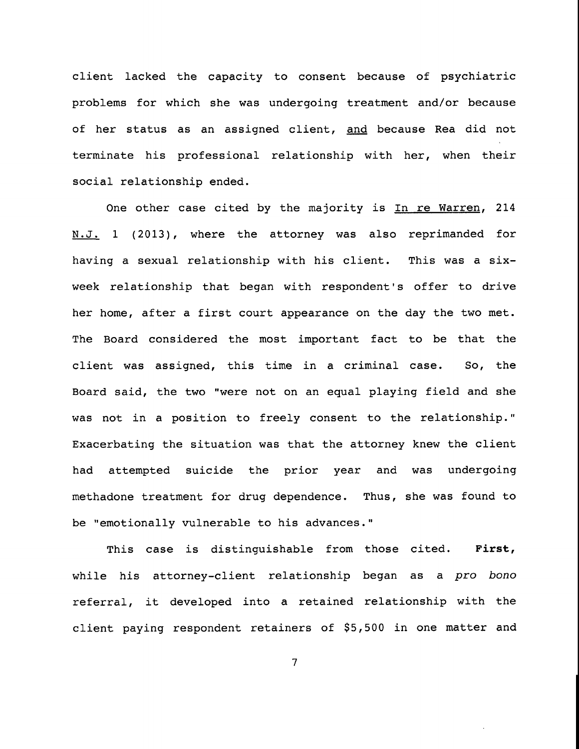client lacked the capacity to consent because of psychiatric problems for which she was undergoing treatment and/or because of her status as an assigned client, and because Rea did not terminate his professional relationship with her, when their social relationship ended.

One other case cited by the majority is In re Warren, 214 N.J. 1 (2013), where the attorney was also reprimanded for having a sexual relationship with his client. This was a six-week relationship that began with respondent's offer to drive her home, after a first court appearance on the day the two met. The Board considered the most important fact to be that the client was assigned, this time in a criminal case. So, the Board said, the two "were not on an equal playing field and she was not in a position to freely consent to the relationship." Exacerbating the situation was that the attorney knew the client had attempted suicide the prior year and was undergoing methadone treatment for drug dependence. Thus, she was found to be "emotionally vulnerable to his advances."

This case is distinguishable from those cited. **First,** while his attorney-client relationship began as a *pro bono* referral, it developed into a retained relationship with the client paying respondent retainers of $5,500 in one matter and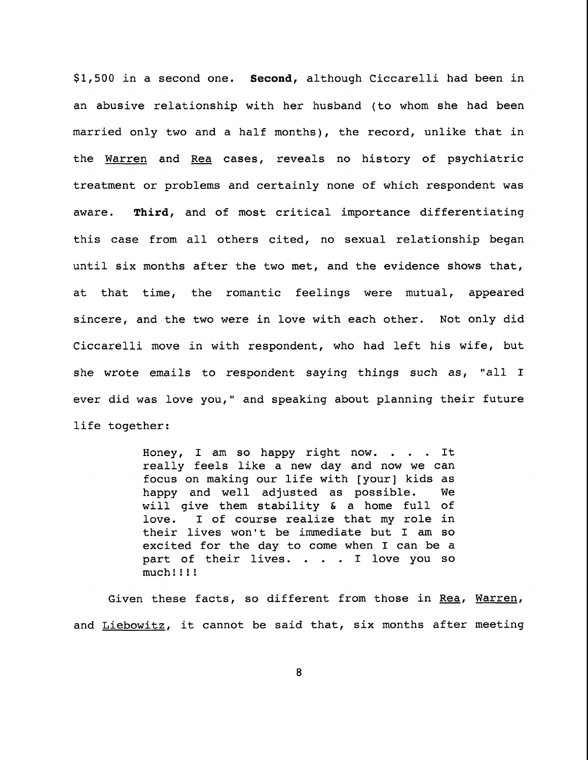$1,500 in a second one. **Second,** although Ciccarelli had been in an abusive relationship with her husband (to whom she had been married only two and a half months), the record, unlike that in the Warren and Rea cases, reveals no history of psychiatric treatment or problems and certainly none of which respondent was aware. **Third,** and of most critical importance differentiating this case from all others cited, no sexual relationship began until six months after the two met, and the evidence shows that, at that time, the romantic feelings were mutual, appeared sincere, and the two were in love with each other. Not only did Ciccarelli move in with respondent, who had left his wife, but she wrote emails to respondent saying things such as, "all I ever did was love you," and speaking about planning their future life together:

> Honey, I am so happy right now. . . . It really feels like a new day and now we can focus on making our life with [your] kids as happy and well adjusted as possible. We will give them stability & a home full of love. I of course realize that my role in their lives won't be immediate but I am so excited for the day to come when I can be a part of their lives. . . . I love you so much!!!!

Given these facts, so different from those in Rea, Warren, and Liebowitz, it cannot be said that, six months after meeting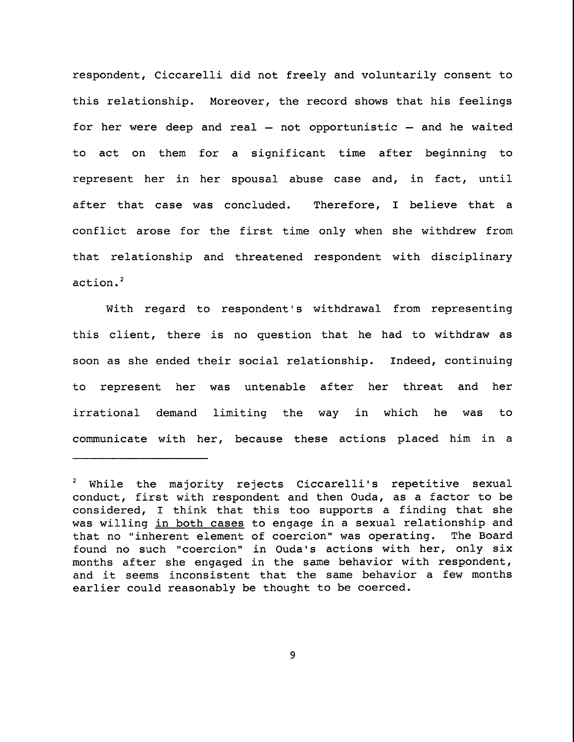respondent, Ciccarelli did not freely and voluntarily consent to this relationship. Moreover, the record shows that his feelings for her were deep and real – not opportunistic – and he waited to act on them for a significant time after beginning to represent her in her spousal abuse case and, in fact, until after that case was concluded. Therefore, I believe that a conflict arose for the first time only when she withdrew from that relationship and threatened respondent with disciplinary action.[2]

With regard to respondent's withdrawal from representing this client, there is no question that he had to withdraw as soon as she ended their social relationship. Indeed, continuing to represent her was untenable after her threat and her irrational demand limiting the way in which he was to communicate with her, because these actions placed him in a

---

[2] While the majority rejects Ciccarelli's repetitive sexual conduct, first with respondent and then Ouda, as a factor to be considered, I think that this too supports a finding that she was willing <u>in both cases</u> to engage in a sexual relationship and that no "inherent element of coercion" was operating. The Board found no such "coercion" in Ouda's actions with her, only six months after she engaged in the same behavior with respondent, and it seems inconsistent that the same behavior a few months earlier could reasonably be thought to be coerced.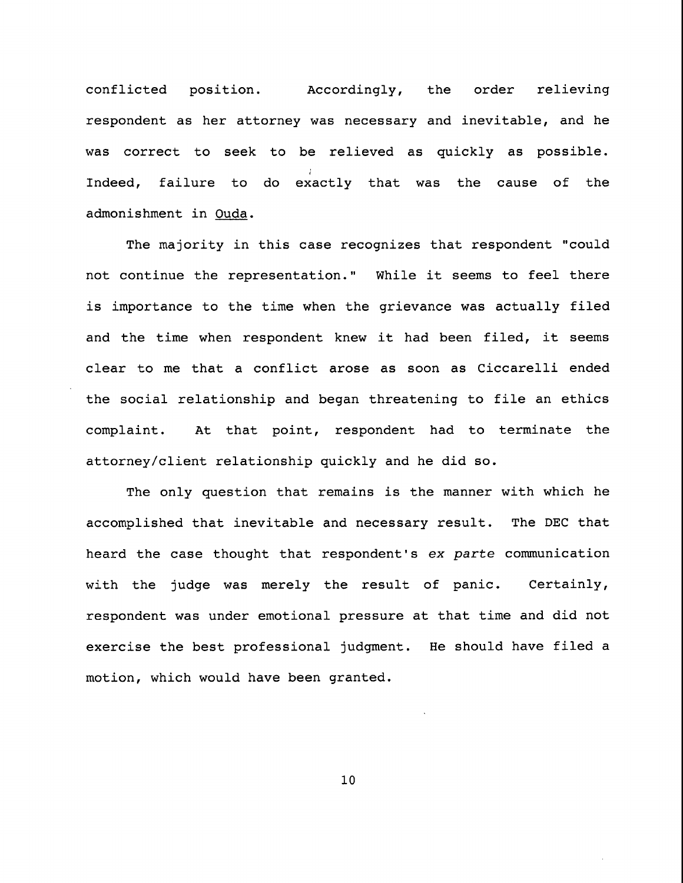conflicted position. Accordingly, the order relieving respondent as her attorney was necessary and inevitable, and he was correct to seek to be relieved as quickly as possible. Indeed, failure to do exactly that was the cause of the admonishment in <u>Ouda</u>.

The majority in this case recognizes that respondent "could not continue the representation." While it seems to feel there is importance to the time when the grievance was actually filed and the time when respondent knew it had been filed, it seems clear to me that a conflict arose as soon as Ciccarelli ended the social relationship and began threatening to file an ethics complaint. At that point, respondent had to terminate the attorney/client relationship quickly and he did so.

The only question that remains is the manner with which he accomplished that inevitable and necessary result. The DEC that heard the case thought that respondent's *ex parte* communication with the judge was merely the result of panic. Certainly, respondent was under emotional pressure at that time and did not exercise the best professional judgment. He should have filed a motion, which would have been granted.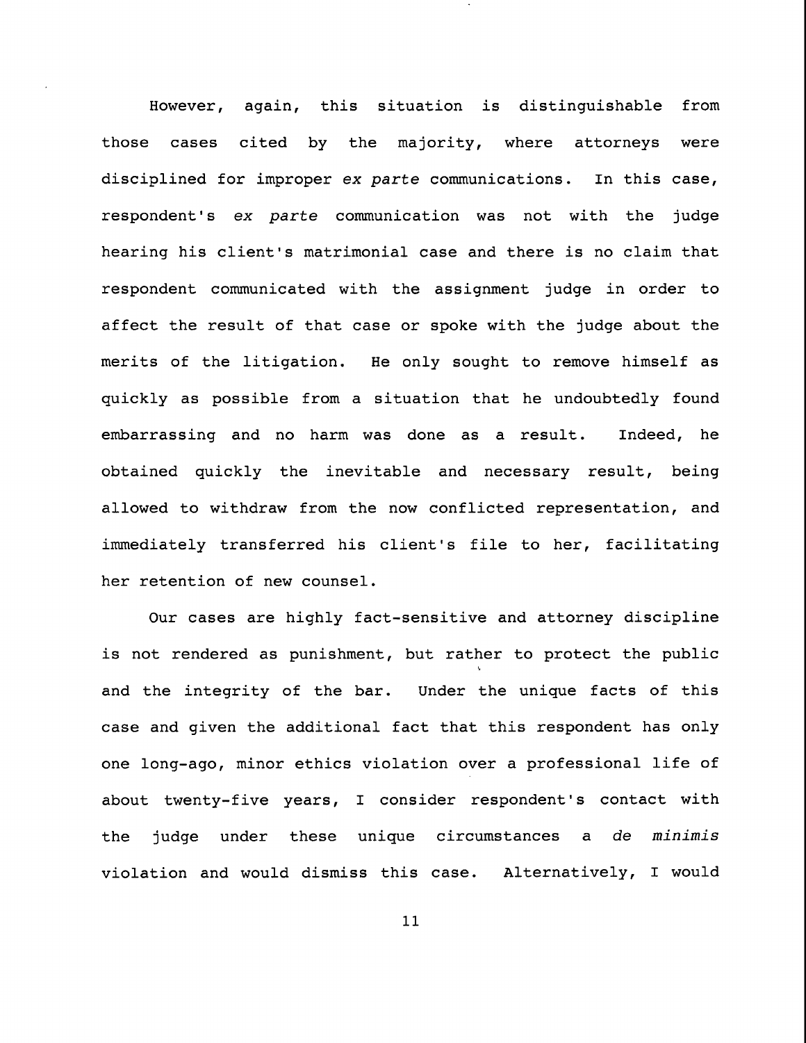However, again, this situation is distinguishable from those cases cited by the majority, where attorneys were disciplined for improper *ex parte* communications. In this case, respondent's *ex parte* communication was not with the judge hearing his client's matrimonial case and there is no claim that respondent communicated with the assignment judge in order to affect the result of that case or spoke with the judge about the merits of the litigation. He only sought to remove himself as quickly as possible from a situation that he undoubtedly found embarrassing and no harm was done as a result. Indeed, he obtained quickly the inevitable and necessary result, being allowed to withdraw from the now conflicted representation, and immediately transferred his client's file to her, facilitating her retention of new counsel.

Our cases are highly fact-sensitive and attorney discipline is not rendered as punishment, but rather to protect the public and the integrity of the bar. Under the unique facts of this case and given the additional fact that this respondent has only one long-ago, minor ethics violation over a professional life of about twenty-five years, I consider respondent's contact with the judge under these unique circumstances a *de minimis* violation and would dismiss this case. Alternatively, I would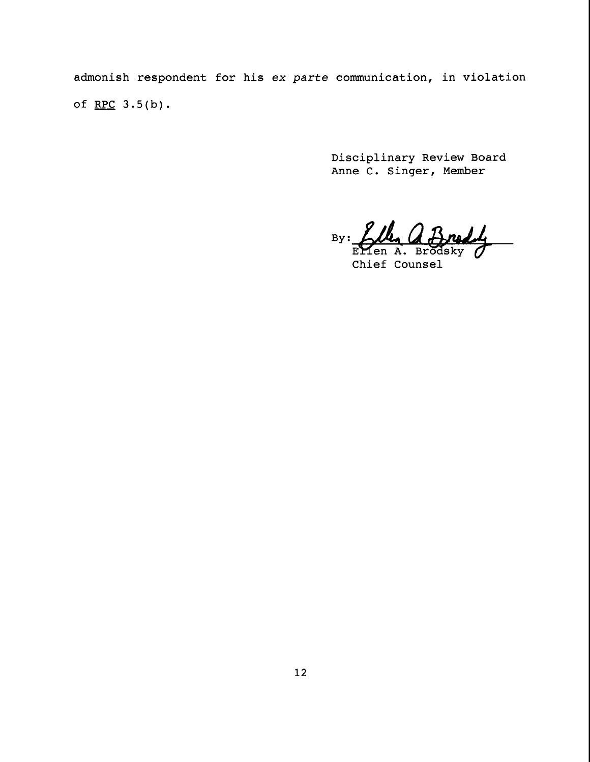admonish respondent for his *ex parte* communication, in violation of RPC 3.5(b).

Disciplinary Review Board
Anne C. Singer, Member

By: Ellen A. Brodsky
Ellen A. Brodsky
Chief Counsel